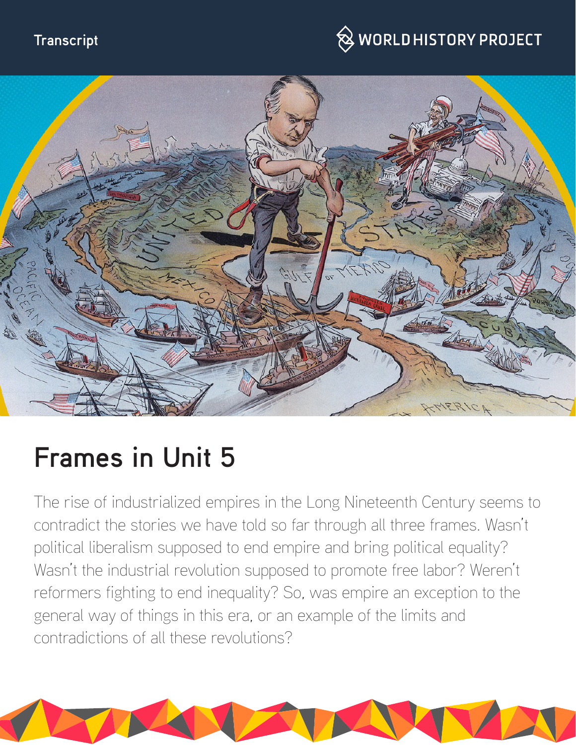Transcript

# Frames in Unit 5

The rise of industrialized empires in the Long Nineteenth Century seems to contradict the stories we have told so far through all three frames. Wasn't political liberalism supposed to end empire and bring political equality? Wasn't the industrial revolution supposed to promote free labor? Weren't reformers fighting to end inequality? So, was empire an exception to the general way of things in this era, or an example of the limits and contradictions of all these revolutions?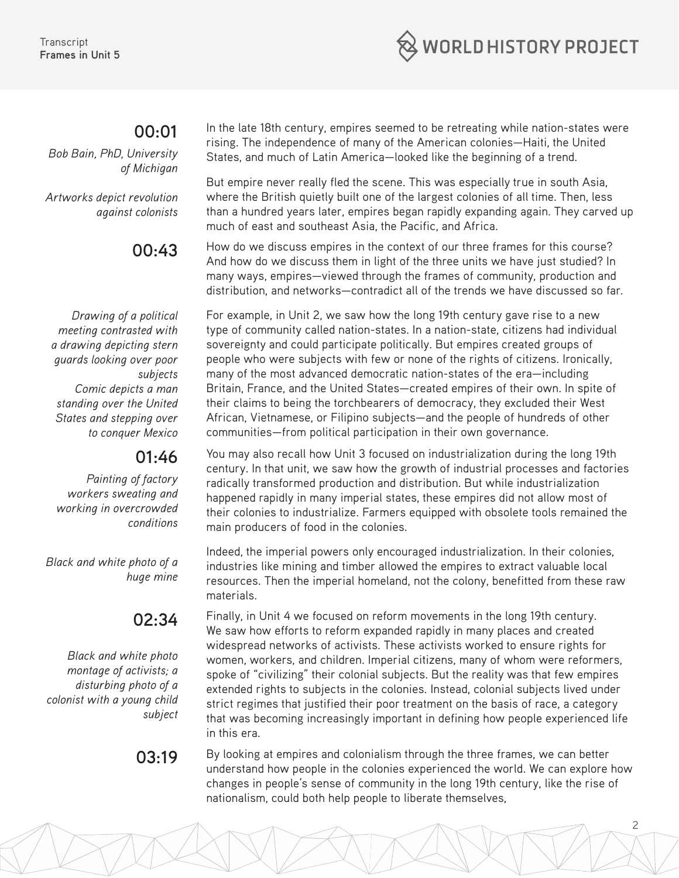**00:01**

*Bob Bain, PhD, University of Michigan*

*Artworks depict revolution against colonists*

In the late 18th century, empires seemed to be retreating while nation-states were rising. The independence of many of the American colonies—Haiti, the United States, and much of Latin America—looked like the beginning of a trend.

But empire never really fled the scene. This was especially true in south Asia, where the British quietly built one of the largest colonies of all time. Then, less than a hundred years later, empires began rapidly expanding again. They carved up much of east and southeast Asia, the Pacific, and Africa.

**00:43**

How do we discuss empires in the context of our three frames for this course? And how do we discuss them in light of the three units we have just studied? In many ways, empires—viewed through the frames of community, production and distribution, and networks—contradict all of the trends we have discussed so far.

*Drawing of a political meeting contrasted with a drawing depicting stern guards looking over poor subjects*

*Comic depicts a man standing over the United States and stepping over to conquer Mexico*

For example, in Unit 2, we saw how the long 19th century gave rise to a new type of community called nation-states. In a nation-state, citizens had individual sovereignty and could participate politically. But empires created groups of people who were subjects with few or none of the rights of citizens. Ironically, many of the most advanced democratic nation-states of the era—including Britain, France, and the United States—created empires of their own. In spite of their claims to being the torchbearers of democracy, they excluded their West African, Vietnamese, or Filipino subjects—and the people of hundreds of other communities—from political participation in their own governance.

**01:46**

*Painting of factory workers sweating and working in overcrowded conditions*

You may also recall how Unit 3 focused on industrialization during the long 19th century. In that unit, we saw how the growth of industrial processes and factories radically transformed production and distribution. But while industrialization happened rapidly in many imperial states, these empires did not allow most of their colonies to industrialize. Farmers equipped with obsolete tools remained the main producers of food in the colonies.

*Black and white photo of a huge mine*

Indeed, the imperial powers only encouraged industrialization. In their colonies, industries like mining and timber allowed the empires to extract valuable local resources. Then the imperial homeland, not the colony, benefitted from these raw materials.

**02:34**

*Black and white photo montage of activists; a disturbing photo of a colonist with a young child subject*

Finally, in Unit 4 we focused on reform movements in the long 19th century. We saw how efforts to reform expanded rapidly in many places and created widespread networks of activists. These activists worked to ensure rights for women, workers, and children. Imperial citizens, many of whom were reformers, spoke of "civilizing" their colonial subjects. But the reality was that few empires extended rights to subjects in the colonies. Instead, colonial subjects lived under strict regimes that justified their poor treatment on the basis of race, a category that was becoming increasingly important in defining how people experienced life in this era.

**03:19**

By looking at empires and colonialism through the three frames, we can better understand how people in the colonies experienced the world. We can explore how changes in people's sense of community in the long 19th century, like the rise of nationalism, could both help people to liberate themselves,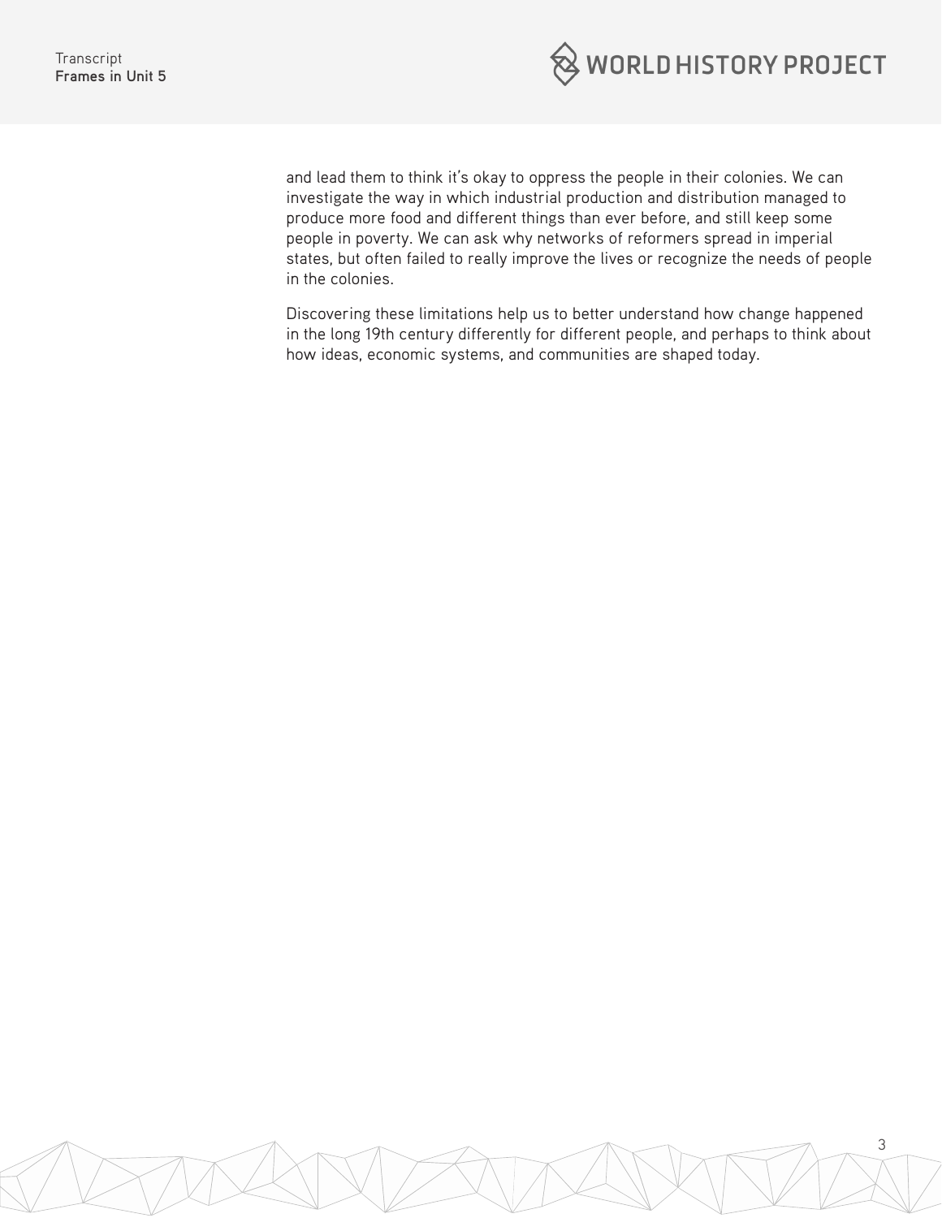and lead them to think it's okay to oppress the people in their colonies. We can investigate the way in which industrial production and distribution managed to produce more food and different things than ever before, and still keep some people in poverty. We can ask why networks of reformers spread in imperial states, but often failed to really improve the lives or recognize the needs of people in the colonies.

Discovering these limitations help us to better understand how change happened in the long 19th century differently for different people, and perhaps to think about how ideas, economic systems, and communities are shaped today.